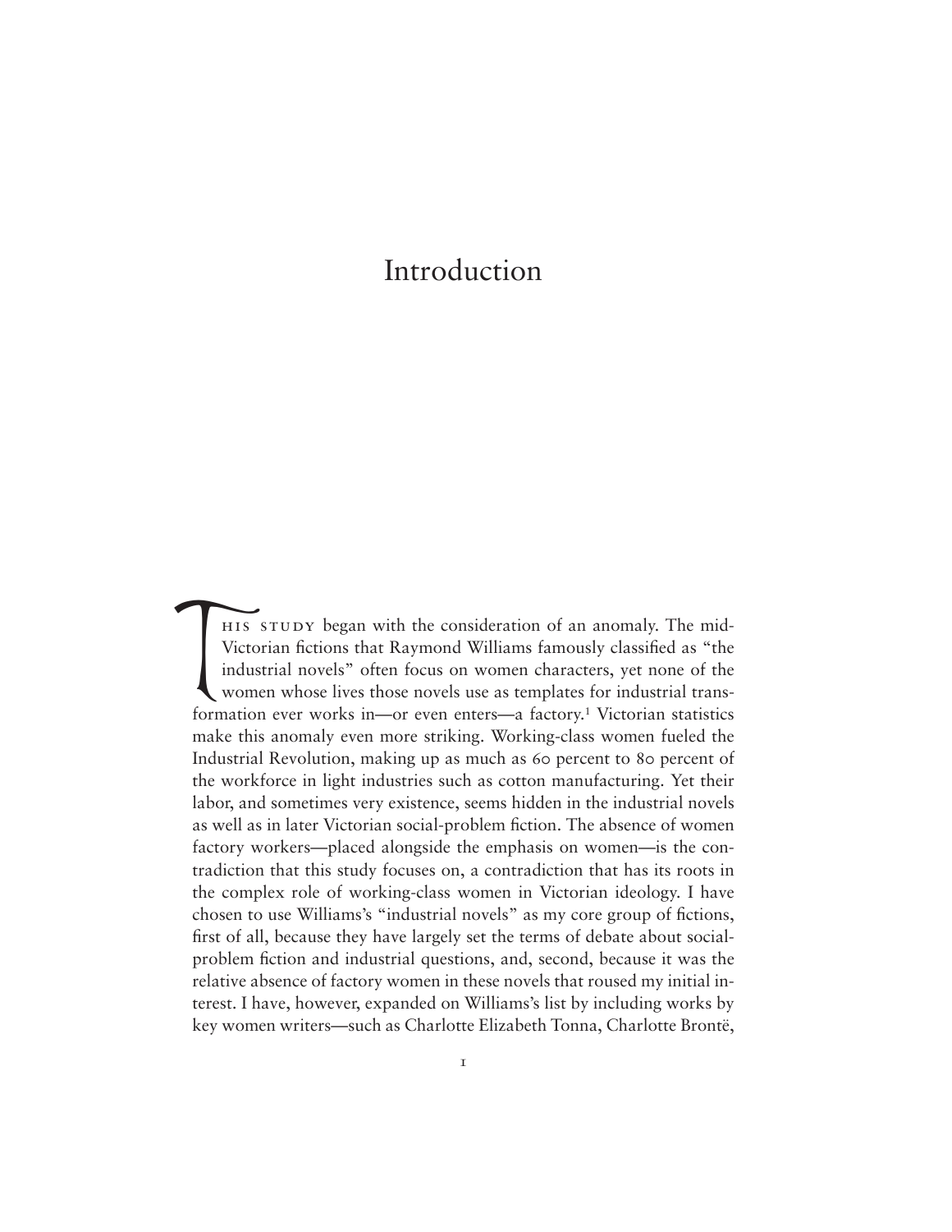# Introduction

This study began with the consideration of an anomaly. The mid-Victorian fictions that Raymond Williams famously classified as "the industrial novels" often focus on women characters, yet none of the women whose lives those novels use as templates for industrial transformation ever works in—or even enters—a factory.[1] Victorian statistics make this anomaly even more striking. Working-class women fueled the Industrial Revolution, making up as much as 60 percent to 80 percent of the workforce in light industries such as cotton manufacturing. Yet their labor, and sometimes very existence, seems hidden in the industrial novels as well as in later Victorian social-problem fiction. The absence of women factory workers—placed alongside the emphasis on women—is the contradiction that this study focuses on, a contradiction that has its roots in the complex role of working-class women in Victorian ideology. I have chosen to use Williams's "industrial novels" as my core group of fictions, first of all, because they have largely set the terms of debate about social-problem fiction and industrial questions, and, second, because it was the relative absence of factory women in these novels that roused my initial interest. I have, however, expanded on Williams's list by including works by key women writers—such as Charlotte Elizabeth Tonna, Charlotte Brontë,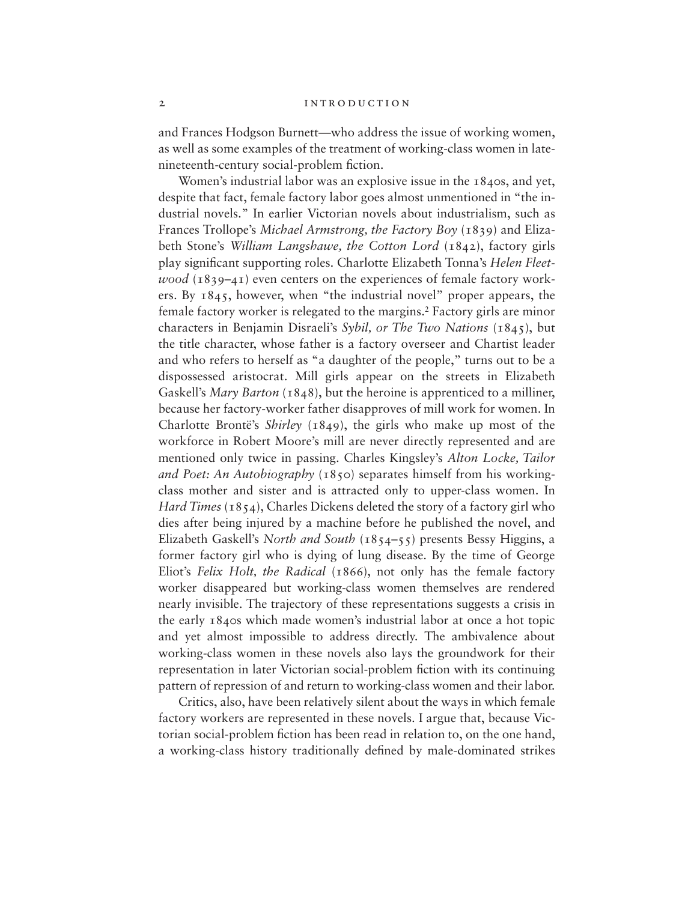and Frances Hodgson Burnett—who address the issue of working women, as well as some examples of the treatment of working-class women in late-nineteenth-century social-problem fiction.

Women's industrial labor was an explosive issue in the 1840s, and yet, despite that fact, female factory labor goes almost unmentioned in "the industrial novels." In earlier Victorian novels about industrialism, such as Frances Trollope's *Michael Armstrong, the Factory Boy* (1839) and Elizabeth Stone's *William Langshawe, the Cotton Lord* (1842), factory girls play significant supporting roles. Charlotte Elizabeth Tonna's *Helen Fleetwood* (1839–41) even centers on the experiences of female factory workers. By 1845, however, when "the industrial novel" proper appears, the female factory worker is relegated to the margins.[2] Factory girls are minor characters in Benjamin Disraeli's *Sybil, or The Two Nations* (1845), but the title character, whose father is a factory overseer and Chartist leader and who refers to herself as "a daughter of the people," turns out to be a dispossessed aristocrat. Mill girls appear on the streets in Elizabeth Gaskell's *Mary Barton* (1848), but the heroine is apprenticed to a milliner, because her factory-worker father disapproves of mill work for women. In Charlotte Brontë's *Shirley* (1849), the girls who make up most of the workforce in Robert Moore's mill are never directly represented and are mentioned only twice in passing. Charles Kingsley's *Alton Locke, Tailor and Poet: An Autobiography* (1850) separates himself from his working-class mother and sister and is attracted only to upper-class women. In *Hard Times* (1854), Charles Dickens deleted the story of a factory girl who dies after being injured by a machine before he published the novel, and Elizabeth Gaskell's *North and South* (1854–55) presents Bessy Higgins, a former factory girl who is dying of lung disease. By the time of George Eliot's *Felix Holt, the Radical* (1866), not only has the female factory worker disappeared but working-class women themselves are rendered nearly invisible. The trajectory of these representations suggests a crisis in the early 1840s which made women's industrial labor at once a hot topic and yet almost impossible to address directly. The ambivalence about working-class women in these novels also lays the groundwork for their representation in later Victorian social-problem fiction with its continuing pattern of repression of and return to working-class women and their labor.

Critics, also, have been relatively silent about the ways in which female factory workers are represented in these novels. I argue that, because Victorian social-problem fiction has been read in relation to, on the one hand, a working-class history traditionally defined by male-dominated strikes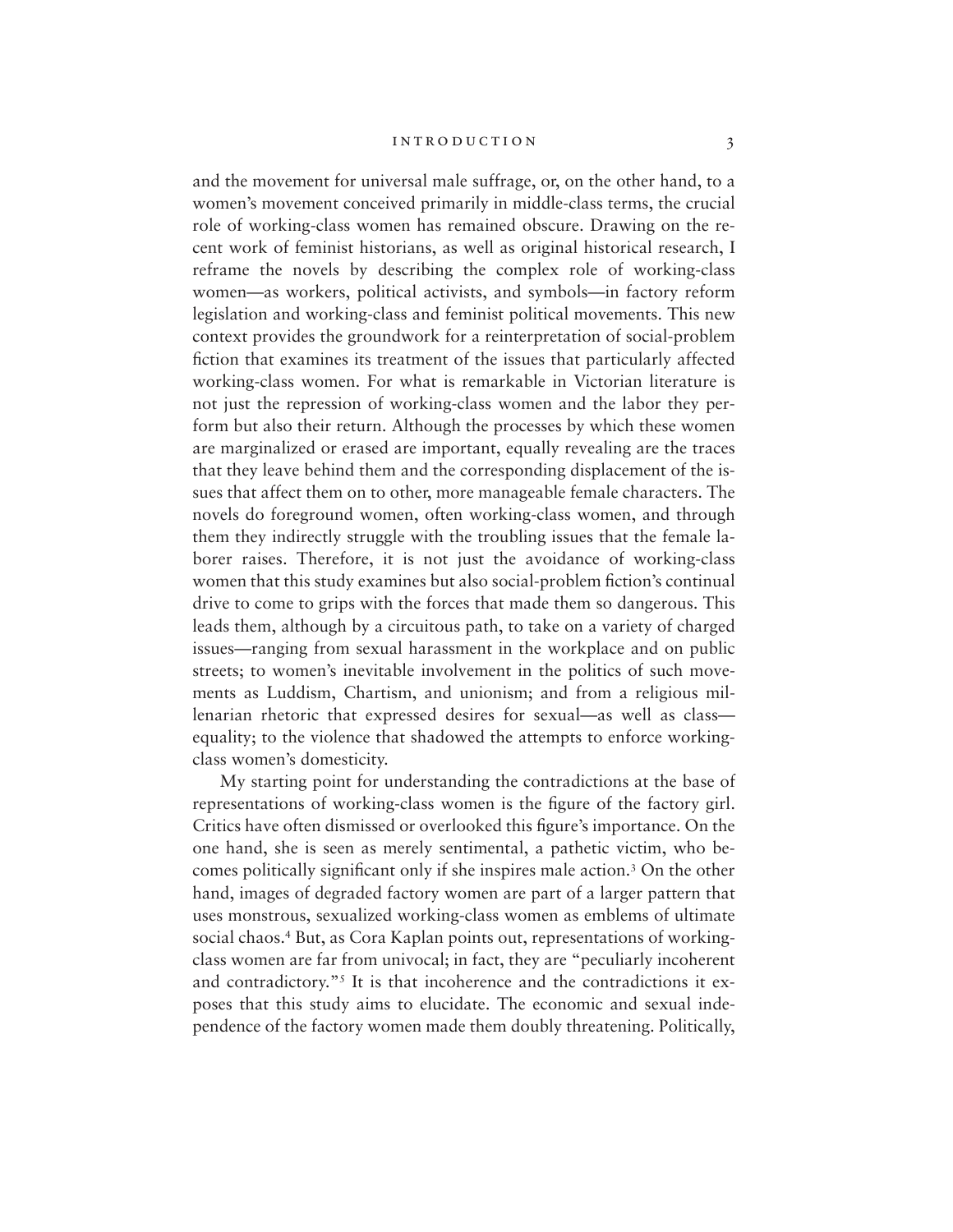and the movement for universal male suffrage, or, on the other hand, to a women's movement conceived primarily in middle-class terms, the crucial role of working-class women has remained obscure. Drawing on the recent work of feminist historians, as well as original historical research, I reframe the novels by describing the complex role of working-class women—as workers, political activists, and symbols—in factory reform legislation and working-class and feminist political movements. This new context provides the groundwork for a reinterpretation of social-problem fiction that examines its treatment of the issues that particularly affected working-class women. For what is remarkable in Victorian literature is not just the repression of working-class women and the labor they perform but also their return. Although the processes by which these women are marginalized or erased are important, equally revealing are the traces that they leave behind them and the corresponding displacement of the issues that affect them on to other, more manageable female characters. The novels do foreground women, often working-class women, and through them they indirectly struggle with the troubling issues that the female laborer raises. Therefore, it is not just the avoidance of working-class women that this study examines but also social-problem fiction's continual drive to come to grips with the forces that made them so dangerous. This leads them, although by a circuitous path, to take on a variety of charged issues—ranging from sexual harassment in the workplace and on public streets; to women's inevitable involvement in the politics of such movements as Luddism, Chartism, and unionism; and from a religious millenarian rhetoric that expressed desires for sexual—as well as class—equality; to the violence that shadowed the attempts to enforce working-class women's domesticity.

My starting point for understanding the contradictions at the base of representations of working-class women is the figure of the factory girl. Critics have often dismissed or overlooked this figure's importance. On the one hand, she is seen as merely sentimental, a pathetic victim, who becomes politically significant only if she inspires male action.[3] On the other hand, images of degraded factory women are part of a larger pattern that uses monstrous, sexualized working-class women as emblems of ultimate social chaos.[4] But, as Cora Kaplan points out, representations of working-class women are far from univocal; in fact, they are "peculiarly incoherent and contradictory."[5] It is that incoherence and the contradictions it exposes that this study aims to elucidate. The economic and sexual independence of the factory women made them doubly threatening. Politically,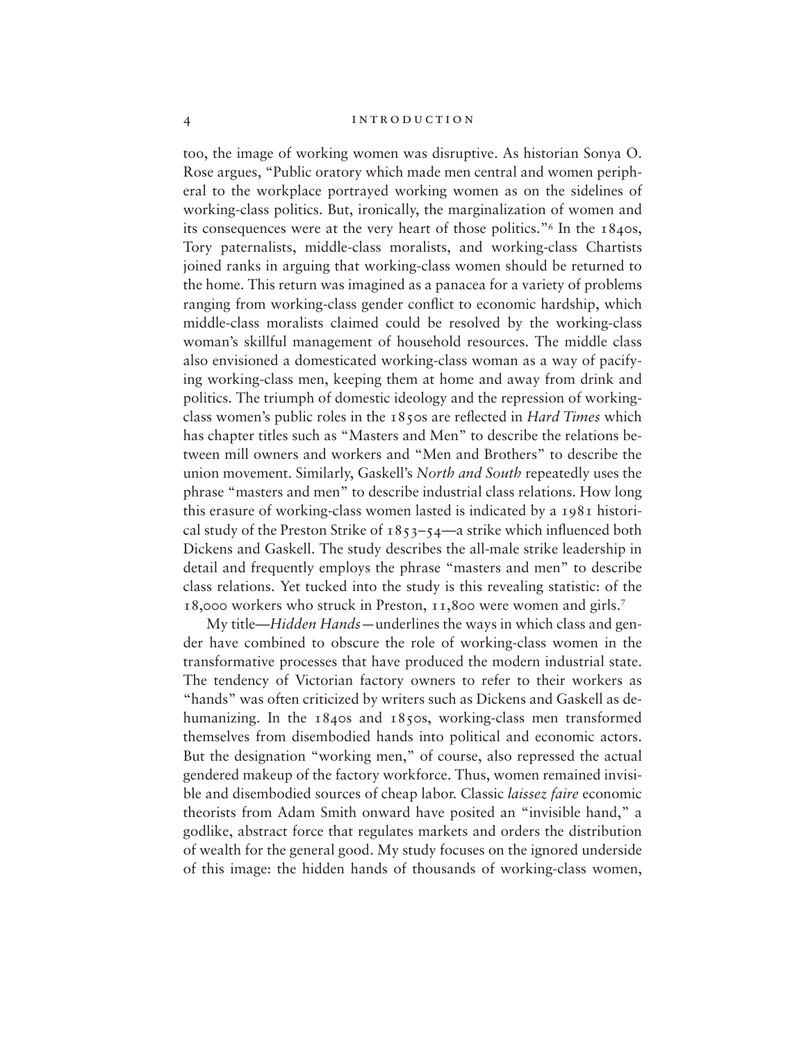too, the image of working women was disruptive. As historian Sonya O. Rose argues, "Public oratory which made men central and women peripheral to the workplace portrayed working women as on the sidelines of working-class politics. But, ironically, the marginalization of women and its consequences were at the very heart of those politics."[6] In the 1840s, Tory paternalists, middle-class moralists, and working-class Chartists joined ranks in arguing that working-class women should be returned to the home. This return was imagined as a panacea for a variety of problems ranging from working-class gender conflict to economic hardship, which middle-class moralists claimed could be resolved by the working-class woman's skillful management of household resources. The middle class also envisioned a domesticated working-class woman as a way of pacifying working-class men, keeping them at home and away from drink and politics. The triumph of domestic ideology and the repression of working-class women's public roles in the 1850s are reflected in *Hard Times* which has chapter titles such as "Masters and Men" to describe the relations between mill owners and workers and "Men and Brothers" to describe the union movement. Similarly, Gaskell's *North and South* repeatedly uses the phrase "masters and men" to describe industrial class relations. How long this erasure of working-class women lasted is indicated by a 1981 historical study of the Preston Strike of 1853–54—a strike which influenced both Dickens and Gaskell. The study describes the all-male strike leadership in detail and frequently employs the phrase "masters and men" to describe class relations. Yet tucked into the study is this revealing statistic: of the 18,000 workers who struck in Preston, 11,800 were women and girls.[7]

My title—*Hidden Hands*—underlines the ways in which class and gender have combined to obscure the role of working-class women in the transformative processes that have produced the modern industrial state. The tendency of Victorian factory owners to refer to their workers as "hands" was often criticized by writers such as Dickens and Gaskell as dehumanizing. In the 1840s and 1850s, working-class men transformed themselves from disembodied hands into political and economic actors. But the designation "working men," of course, also repressed the actual gendered makeup of the factory workforce. Thus, women remained invisible and disembodied sources of cheap labor. Classic *laissez faire* economic theorists from Adam Smith onward have posited an "invisible hand," a godlike, abstract force that regulates markets and orders the distribution of wealth for the general good. My study focuses on the ignored underside of this image: the hidden hands of thousands of working-class women,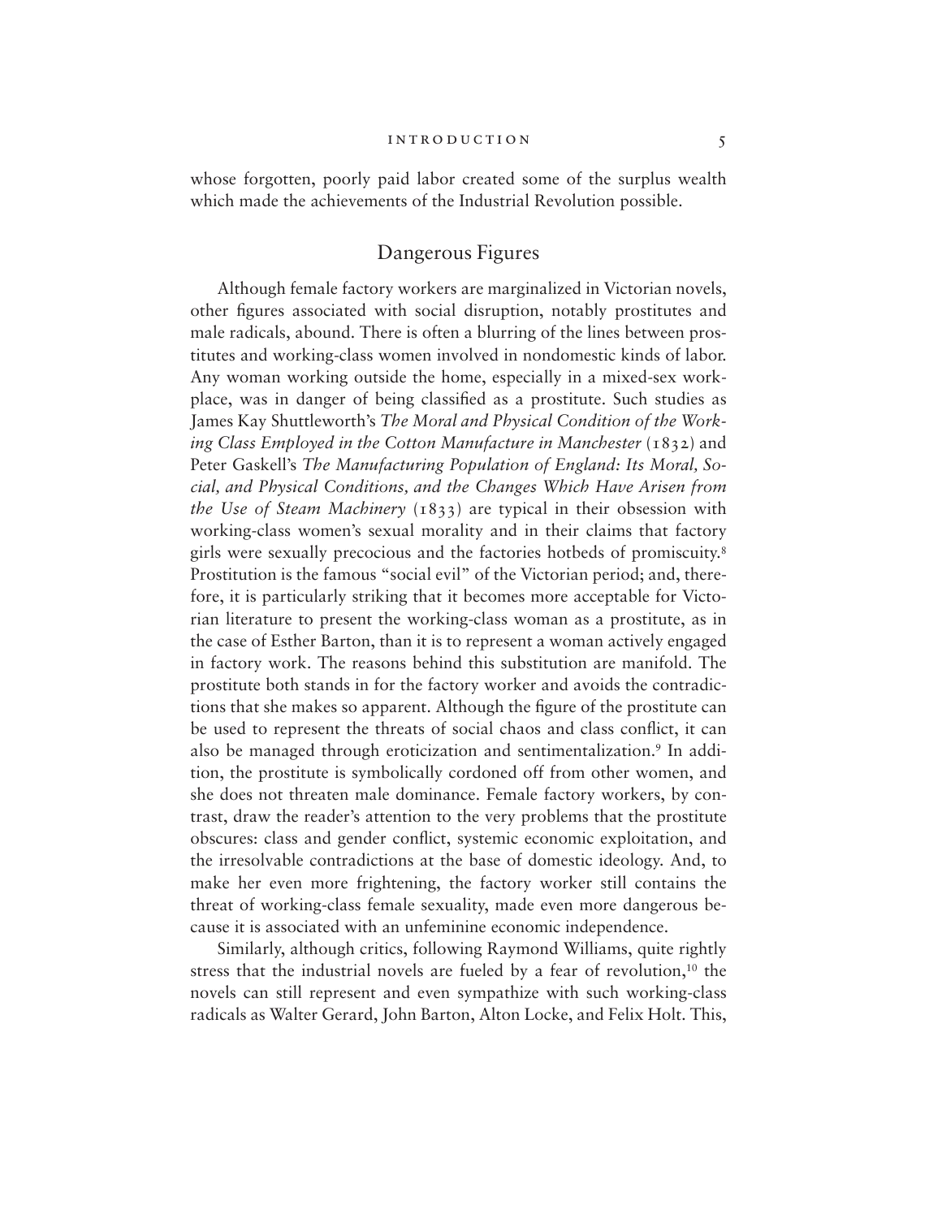whose forgotten, poorly paid labor created some of the surplus wealth which made the achievements of the Industrial Revolution possible.

## Dangerous Figures

Although female factory workers are marginalized in Victorian novels, other figures associated with social disruption, notably prostitutes and male radicals, abound. There is often a blurring of the lines between prostitutes and working-class women involved in nondomestic kinds of labor. Any woman working outside the home, especially in a mixed-sex workplace, was in danger of being classified as a prostitute. Such studies as James Kay Shuttleworth's *The Moral and Physical Condition of the Working Class Employed in the Cotton Manufacture in Manchester* (1832) and Peter Gaskell's *The Manufacturing Population of England: Its Moral, Social, and Physical Conditions, and the Changes Which Have Arisen from the Use of Steam Machinery* (1833) are typical in their obsession with working-class women's sexual morality and in their claims that factory girls were sexually precocious and the factories hotbeds of promiscuity.[8] Prostitution is the famous "social evil" of the Victorian period; and, therefore, it is particularly striking that it becomes more acceptable for Victorian literature to present the working-class woman as a prostitute, as in the case of Esther Barton, than it is to represent a woman actively engaged in factory work. The reasons behind this substitution are manifold. The prostitute both stands in for the factory worker and avoids the contradictions that she makes so apparent. Although the figure of the prostitute can be used to represent the threats of social chaos and class conflict, it can also be managed through eroticization and sentimentalization.[9] In addition, the prostitute is symbolically cordoned off from other women, and she does not threaten male dominance. Female factory workers, by contrast, draw the reader's attention to the very problems that the prostitute obscures: class and gender conflict, systemic economic exploitation, and the irresolvable contradictions at the base of domestic ideology. And, to make her even more frightening, the factory worker still contains the threat of working-class female sexuality, made even more dangerous because it is associated with an unfeminine economic independence.

Similarly, although critics, following Raymond Williams, quite rightly stress that the industrial novels are fueled by a fear of revolution,[10] the novels can still represent and even sympathize with such working-class radicals as Walter Gerard, John Barton, Alton Locke, and Felix Holt. This,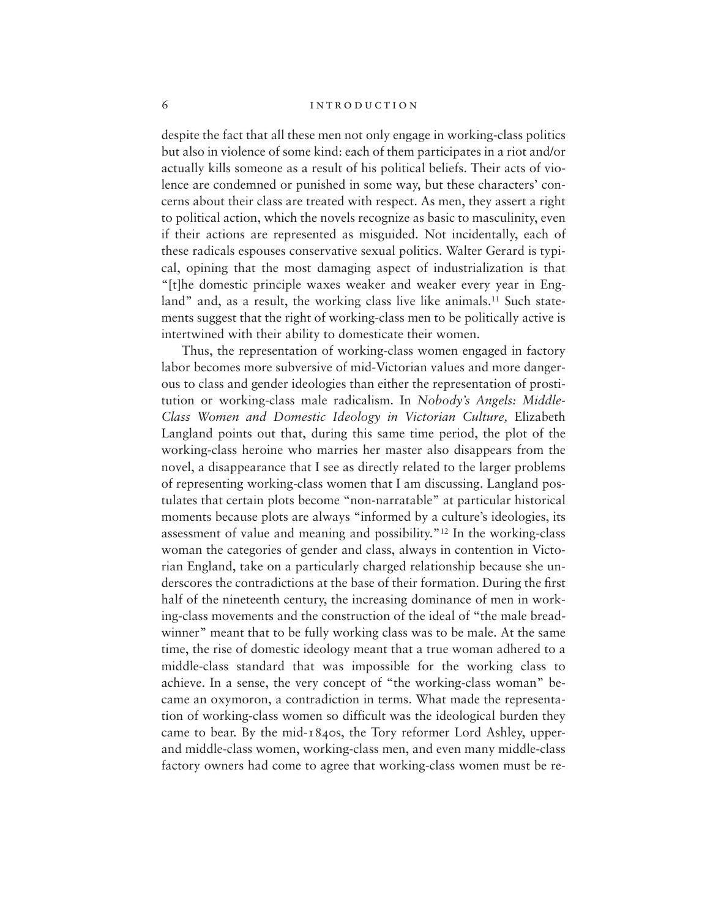despite the fact that all these men not only engage in working-class politics but also in violence of some kind: each of them participates in a riot and/or actually kills someone as a result of his political beliefs. Their acts of violence are condemned or punished in some way, but these characters' concerns about their class are treated with respect. As men, they assert a right to political action, which the novels recognize as basic to masculinity, even if their actions are represented as misguided. Not incidentally, each of these radicals espouses conservative sexual politics. Walter Gerard is typical, opining that the most damaging aspect of industrialization is that "[t]he domestic principle waxes weaker and weaker every year in England" and, as a result, the working class live like animals.[11] Such statements suggest that the right of working-class men to be politically active is intertwined with their ability to domesticate their women.

Thus, the representation of working-class women engaged in factory labor becomes more subversive of mid-Victorian values and more dangerous to class and gender ideologies than either the representation of prostitution or working-class male radicalism. In *Nobody's Angels: Middle-Class Women and Domestic Ideology in Victorian Culture,* Elizabeth Langland points out that, during this same time period, the plot of the working-class heroine who marries her master also disappears from the novel, a disappearance that I see as directly related to the larger problems of representing working-class women that I am discussing. Langland postulates that certain plots become "non-narratable" at particular historical moments because plots are always "informed by a culture's ideologies, its assessment of value and meaning and possibility."[12] In the working-class woman the categories of gender and class, always in contention in Victorian England, take on a particularly charged relationship because she underscores the contradictions at the base of their formation. During the first half of the nineteenth century, the increasing dominance of men in working-class movements and the construction of the ideal of "the male breadwinner" meant that to be fully working class was to be male. At the same time, the rise of domestic ideology meant that a true woman adhered to a middle-class standard that was impossible for the working class to achieve. In a sense, the very concept of "the working-class woman" became an oxymoron, a contradiction in terms. What made the representation of working-class women so difficult was the ideological burden they came to bear. By the mid-1840s, the Tory reformer Lord Ashley, upper- and middle-class women, working-class men, and even many middle-class factory owners had come to agree that working-class women must be re-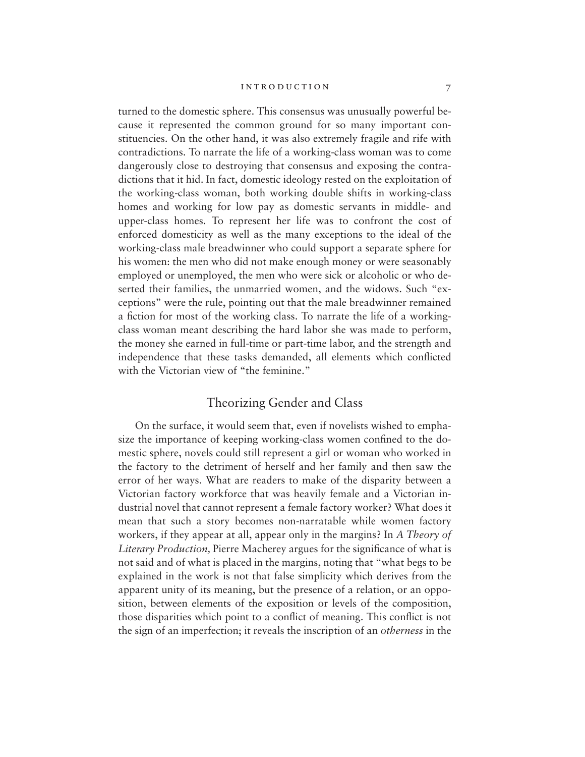turned to the domestic sphere. This consensus was unusually powerful because it represented the common ground for so many important constituencies. On the other hand, it was also extremely fragile and rife with contradictions. To narrate the life of a working-class woman was to come dangerously close to destroying that consensus and exposing the contradictions that it hid. In fact, domestic ideology rested on the exploitation of the working-class woman, both working double shifts in working-class homes and working for low pay as domestic servants in middle- and upper-class homes. To represent her life was to confront the cost of enforced domesticity as well as the many exceptions to the ideal of the working-class male breadwinner who could support a separate sphere for his women: the men who did not make enough money or were seasonably employed or unemployed, the men who were sick or alcoholic or who deserted their families, the unmarried women, and the widows. Such "exceptions" were the rule, pointing out that the male breadwinner remained a fiction for most of the working class. To narrate the life of a working-class woman meant describing the hard labor she was made to perform, the money she earned in full-time or part-time labor, and the strength and independence that these tasks demanded, all elements which conflicted with the Victorian view of "the feminine."

## Theorizing Gender and Class

On the surface, it would seem that, even if novelists wished to emphasize the importance of keeping working-class women confined to the domestic sphere, novels could still represent a girl or woman who worked in the factory to the detriment of herself and her family and then saw the error of her ways. What are readers to make of the disparity between a Victorian factory workforce that was heavily female and a Victorian industrial novel that cannot represent a female factory worker? What does it mean that such a story becomes non-narratable while women factory workers, if they appear at all, appear only in the margins? In *A Theory of Literary Production,* Pierre Macherey argues for the significance of what is not said and of what is placed in the margins, noting that "what begs to be explained in the work is not that false simplicity which derives from the apparent unity of its meaning, but the presence of a relation, or an opposition, between elements of the exposition or levels of the composition, those disparities which point to a conflict of meaning. This conflict is not the sign of an imperfection; it reveals the inscription of an *otherness* in the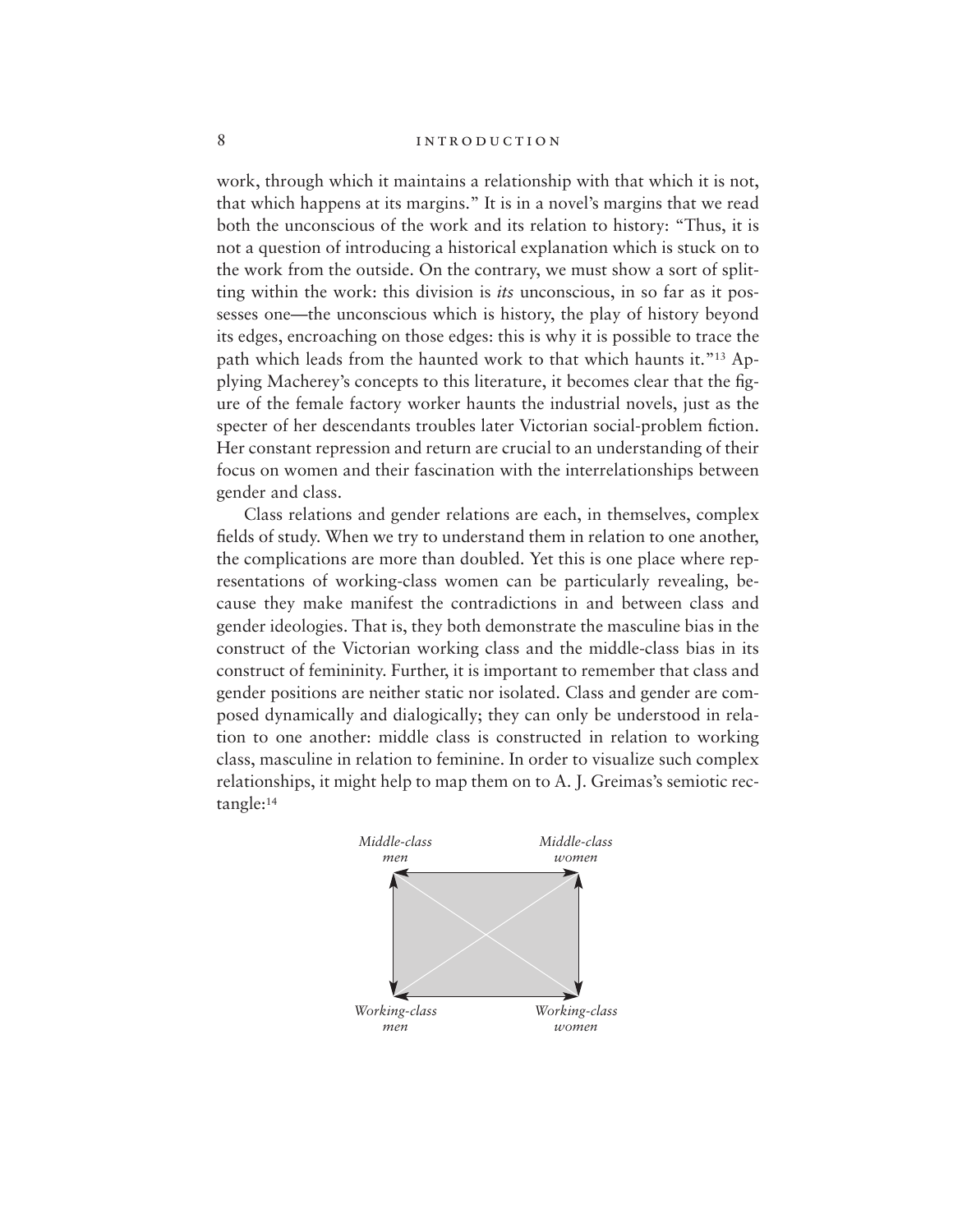work, through which it maintains a relationship with that which it is not, that which happens at its margins." It is in a novel's margins that we read both the unconscious of the work and its relation to history: "Thus, it is not a question of introducing a historical explanation which is stuck on to the work from the outside. On the contrary, we must show a sort of splitting within the work: this division is *its* unconscious, in so far as it possesses one—the unconscious which is history, the play of history beyond its edges, encroaching on those edges: this is why it is possible to trace the path which leads from the haunted work to that which haunts it."[13] Applying Macherey's concepts to this literature, it becomes clear that the figure of the female factory worker haunts the industrial novels, just as the specter of her descendants troubles later Victorian social-problem fiction. Her constant repression and return are crucial to an understanding of their focus on women and their fascination with the interrelationships between gender and class.

Class relations and gender relations are each, in themselves, complex fields of study. When we try to understand them in relation to one another, the complications are more than doubled. Yet this is one place where representations of working-class women can be particularly revealing, because they make manifest the contradictions in and between class and gender ideologies. That is, they both demonstrate the masculine bias in the construct of the Victorian working class and the middle-class bias in its construct of femininity. Further, it is important to remember that class and gender positions are neither static nor isolated. Class and gender are composed dynamically and dialogically; they can only be understood in relation to one another: middle class is constructed in relation to working class, masculine in relation to feminine. In order to visualize such complex relationships, it might help to map them on to A. J. Greimas's semiotic rectangle:[14]

*Middle-class men* — *Middle-class women*

*Working-class men* — *Working-class women*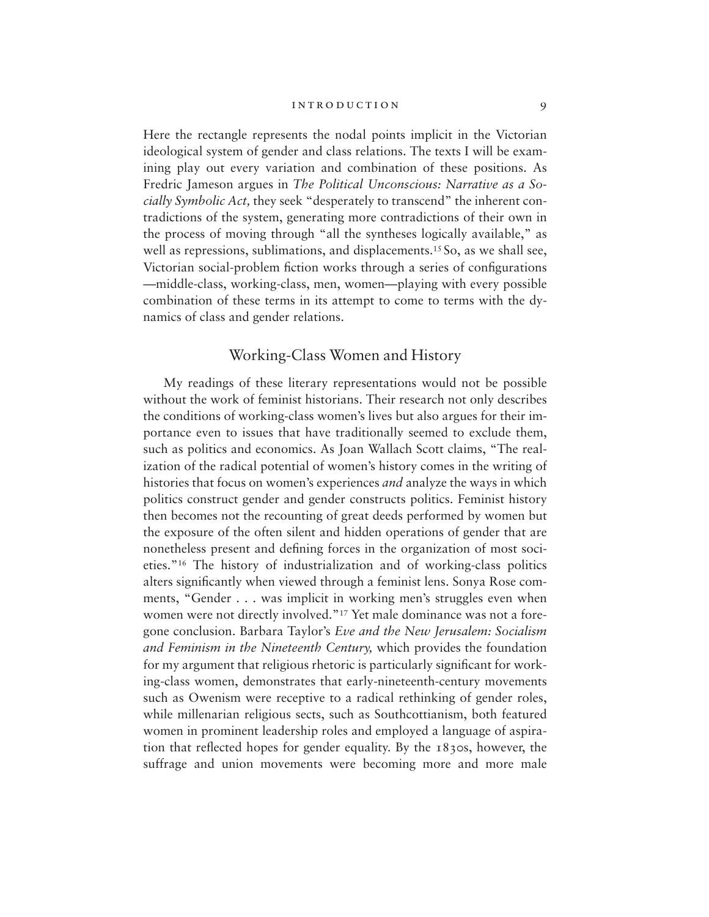Here the rectangle represents the nodal points implicit in the Victorian ideological system of gender and class relations. The texts I will be examining play out every variation and combination of these positions. As Fredric Jameson argues in *The Political Unconscious: Narrative as a Socially Symbolic Act,* they seek "desperately to transcend" the inherent contradictions of the system, generating more contradictions of their own in the process of moving through "all the syntheses logically available," as well as repressions, sublimations, and displacements.[15] So, as we shall see, Victorian social-problem fiction works through a series of configurations —middle-class, working-class, men, women—playing with every possible combination of these terms in its attempt to come to terms with the dynamics of class and gender relations.

## Working-Class Women and History

My readings of these literary representations would not be possible without the work of feminist historians. Their research not only describes the conditions of working-class women's lives but also argues for their importance even to issues that have traditionally seemed to exclude them, such as politics and economics. As Joan Wallach Scott claims, "The realization of the radical potential of women's history comes in the writing of histories that focus on women's experiences *and* analyze the ways in which politics construct gender and gender constructs politics. Feminist history then becomes not the recounting of great deeds performed by women but the exposure of the often silent and hidden operations of gender that are nonetheless present and defining forces in the organization of most societies."[16] The history of industrialization and of working-class politics alters significantly when viewed through a feminist lens. Sonya Rose comments, "Gender . . . was implicit in working men's struggles even when women were not directly involved."[17] Yet male dominance was not a foregone conclusion. Barbara Taylor's *Eve and the New Jerusalem: Socialism and Feminism in the Nineteenth Century,* which provides the foundation for my argument that religious rhetoric is particularly significant for working-class women, demonstrates that early-nineteenth-century movements such as Owenism were receptive to a radical rethinking of gender roles, while millenarian religious sects, such as Southcottianism, both featured women in prominent leadership roles and employed a language of aspiration that reflected hopes for gender equality. By the 1830s, however, the suffrage and union movements were becoming more and more male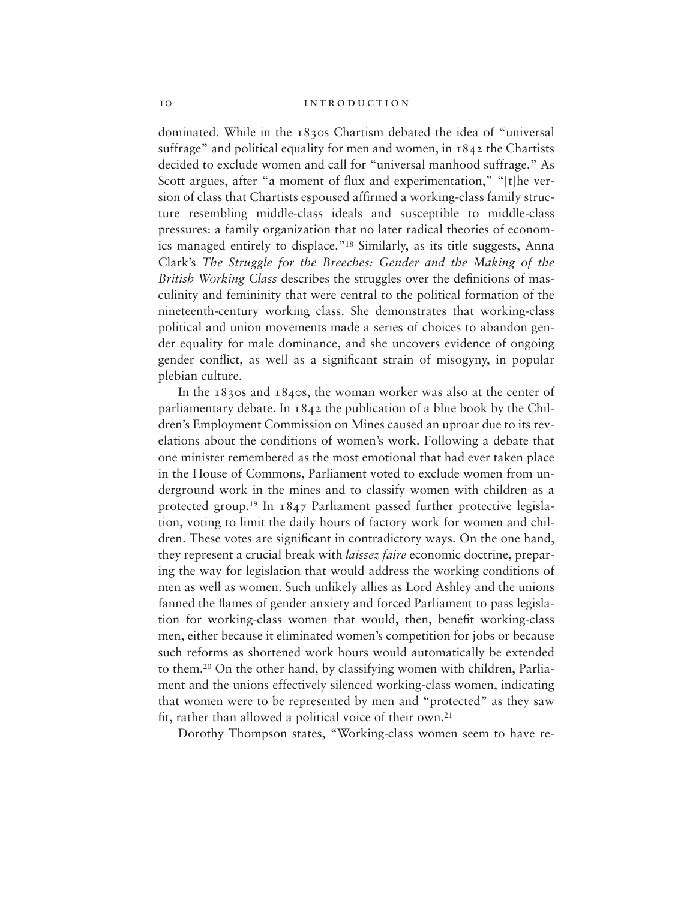dominated. While in the 1830s Chartism debated the idea of "universal suffrage" and political equality for men and women, in 1842 the Chartists decided to exclude women and call for "universal manhood suffrage." As Scott argues, after "a moment of flux and experimentation," "[t]he version of class that Chartists espoused affirmed a working-class family structure resembling middle-class ideals and susceptible to middle-class pressures: a family organization that no later radical theories of economics managed entirely to displace."[18] Similarly, as its title suggests, Anna Clark's *The Struggle for the Breeches: Gender and the Making of the British Working Class* describes the struggles over the definitions of masculinity and femininity that were central to the political formation of the nineteenth-century working class. She demonstrates that working-class political and union movements made a series of choices to abandon gender equality for male dominance, and she uncovers evidence of ongoing gender conflict, as well as a significant strain of misogyny, in popular plebian culture.

In the 1830s and 1840s, the woman worker was also at the center of parliamentary debate. In 1842 the publication of a blue book by the Children's Employment Commission on Mines caused an uproar due to its revelations about the conditions of women's work. Following a debate that one minister remembered as the most emotional that had ever taken place in the House of Commons, Parliament voted to exclude women from underground work in the mines and to classify women with children as a protected group.[19] In 1847 Parliament passed further protective legislation, voting to limit the daily hours of factory work for women and children. These votes are significant in contradictory ways. On the one hand, they represent a crucial break with *laissez faire* economic doctrine, preparing the way for legislation that would address the working conditions of men as well as women. Such unlikely allies as Lord Ashley and the unions fanned the flames of gender anxiety and forced Parliament to pass legislation for working-class women that would, then, benefit working-class men, either because it eliminated women's competition for jobs or because such reforms as shortened work hours would automatically be extended to them.[20] On the other hand, by classifying women with children, Parliament and the unions effectively silenced working-class women, indicating that women were to be represented by men and "protected" as they saw fit, rather than allowed a political voice of their own.[21]

Dorothy Thompson states, "Working-class women seem to have re-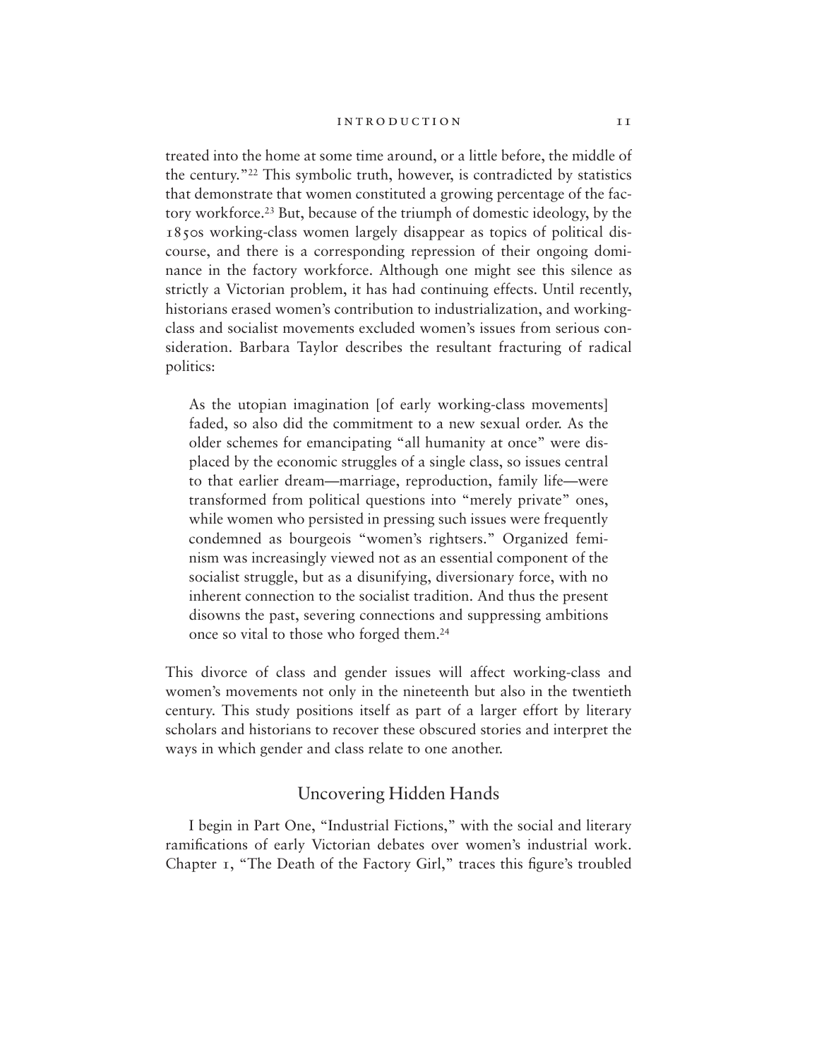treated into the home at some time around, or a little before, the middle of the century."[22] This symbolic truth, however, is contradicted by statistics that demonstrate that women constituted a growing percentage of the factory workforce.[23] But, because of the triumph of domestic ideology, by the 1850s working-class women largely disappear as topics of political discourse, and there is a corresponding repression of their ongoing dominance in the factory workforce. Although one might see this silence as strictly a Victorian problem, it has had continuing effects. Until recently, historians erased women's contribution to industrialization, and working-class and socialist movements excluded women's issues from serious consideration. Barbara Taylor describes the resultant fracturing of radical politics:

> As the utopian imagination [of early working-class movements] faded, so also did the commitment to a new sexual order. As the older schemes for emancipating "all humanity at once" were displaced by the economic struggles of a single class, so issues central to that earlier dream—marriage, reproduction, family life—were transformed from political questions into "merely private" ones, while women who persisted in pressing such issues were frequently condemned as bourgeois "women's rightsers." Organized feminism was increasingly viewed not as an essential component of the socialist struggle, but as a disunifying, diversionary force, with no inherent connection to the socialist tradition. And thus the present disowns the past, severing connections and suppressing ambitions once so vital to those who forged them.[24]

This divorce of class and gender issues will affect working-class and women's movements not only in the nineteenth but also in the twentieth century. This study positions itself as part of a larger effort by literary scholars and historians to recover these obscured stories and interpret the ways in which gender and class relate to one another.

## Uncovering Hidden Hands

I begin in Part One, "Industrial Fictions," with the social and literary ramifications of early Victorian debates over women's industrial work. Chapter 1, "The Death of the Factory Girl," traces this figure's troubled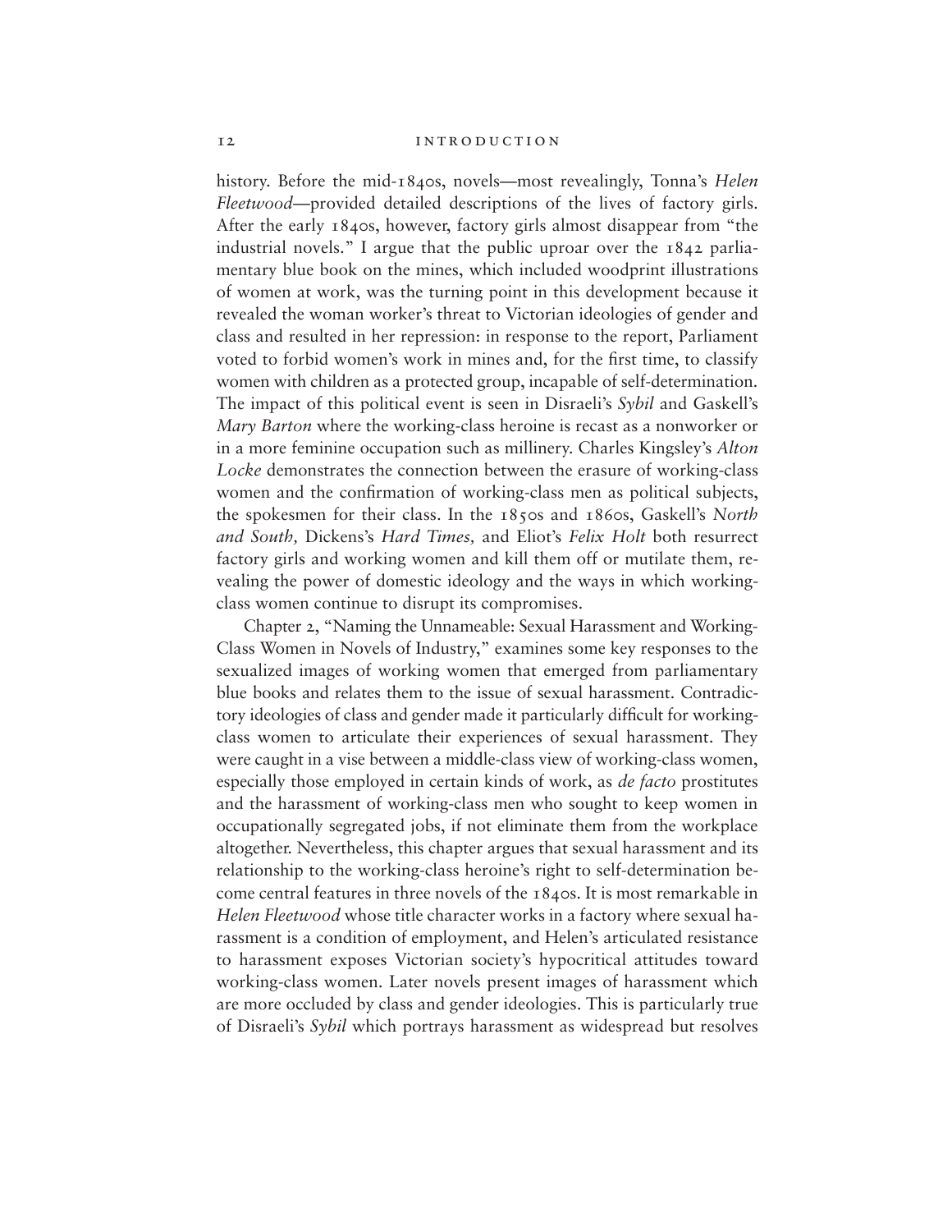history. Before the mid-1840s, novels—most revealingly, Tonna's *Helen Fleetwood*—provided detailed descriptions of the lives of factory girls. After the early 1840s, however, factory girls almost disappear from "the industrial novels." I argue that the public uproar over the 1842 parliamentary blue book on the mines, which included woodprint illustrations of women at work, was the turning point in this development because it revealed the woman worker's threat to Victorian ideologies of gender and class and resulted in her repression: in response to the report, Parliament voted to forbid women's work in mines and, for the first time, to classify women with children as a protected group, incapable of self-determination. The impact of this political event is seen in Disraeli's *Sybil* and Gaskell's *Mary Barton* where the working-class heroine is recast as a nonworker or in a more feminine occupation such as millinery. Charles Kingsley's *Alton Locke* demonstrates the connection between the erasure of working-class women and the confirmation of working-class men as political subjects, the spokesmen for their class. In the 1850s and 1860s, Gaskell's *North and South,* Dickens's *Hard Times,* and Eliot's *Felix Holt* both resurrect factory girls and working women and kill them off or mutilate them, revealing the power of domestic ideology and the ways in which working-class women continue to disrupt its compromises.

Chapter 2, "Naming the Unnameable: Sexual Harassment and Working-Class Women in Novels of Industry," examines some key responses to the sexualized images of working women that emerged from parliamentary blue books and relates them to the issue of sexual harassment. Contradictory ideologies of class and gender made it particularly difficult for working-class women to articulate their experiences of sexual harassment. They were caught in a vise between a middle-class view of working-class women, especially those employed in certain kinds of work, as *de facto* prostitutes and the harassment of working-class men who sought to keep women in occupationally segregated jobs, if not eliminate them from the workplace altogether. Nevertheless, this chapter argues that sexual harassment and its relationship to the working-class heroine's right to self-determination become central features in three novels of the 1840s. It is most remarkable in *Helen Fleetwood* whose title character works in a factory where sexual harassment is a condition of employment, and Helen's articulated resistance to harassment exposes Victorian society's hypocritical attitudes toward working-class women. Later novels present images of harassment which are more occluded by class and gender ideologies. This is particularly true of Disraeli's *Sybil* which portrays harassment as widespread but resolves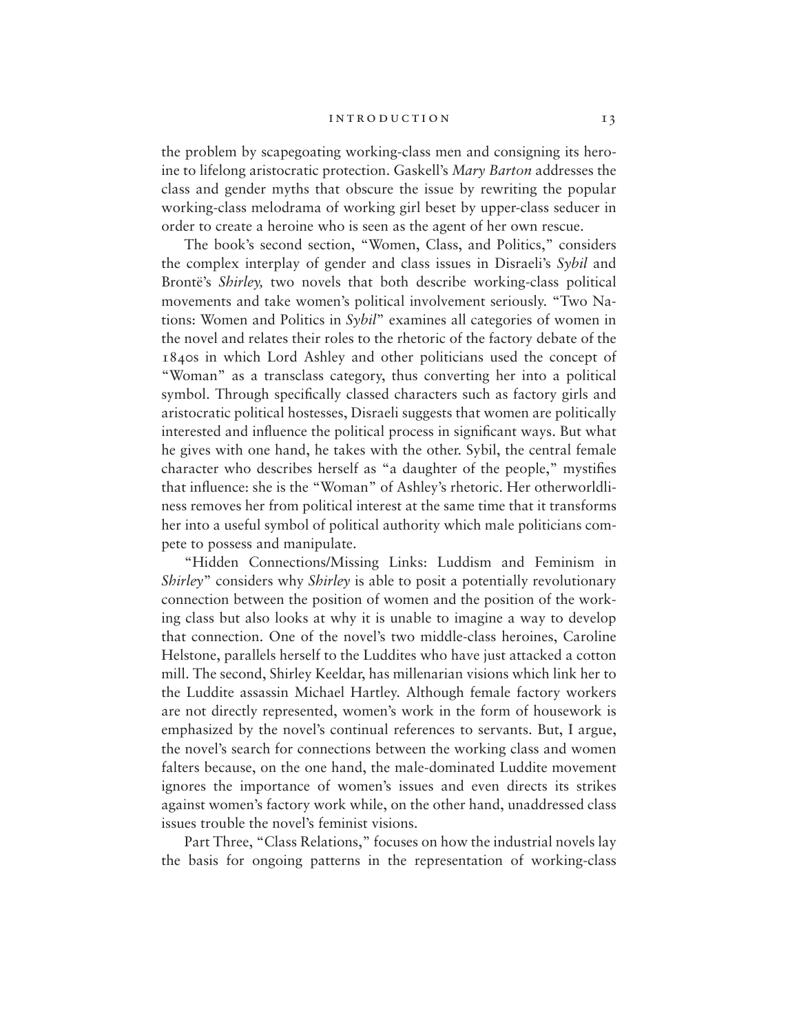the problem by scapegoating working-class men and consigning its heroine to lifelong aristocratic protection. Gaskell's *Mary Barton* addresses the class and gender myths that obscure the issue by rewriting the popular working-class melodrama of working girl beset by upper-class seducer in order to create a heroine who is seen as the agent of her own rescue.

The book's second section, "Women, Class, and Politics," considers the complex interplay of gender and class issues in Disraeli's *Sybil* and Brontë's *Shirley,* two novels that both describe working-class political movements and take women's political involvement seriously. "Two Nations: Women and Politics in *Sybil*" examines all categories of women in the novel and relates their roles to the rhetoric of the factory debate of the 1840s in which Lord Ashley and other politicians used the concept of "Woman" as a transclass category, thus converting her into a political symbol. Through specifically classed characters such as factory girls and aristocratic political hostesses, Disraeli suggests that women are politically interested and influence the political process in significant ways. But what he gives with one hand, he takes with the other. Sybil, the central female character who describes herself as "a daughter of the people," mystifies that influence: she is the "Woman" of Ashley's rhetoric. Her otherworldliness removes her from political interest at the same time that it transforms her into a useful symbol of political authority which male politicians compete to possess and manipulate.

"Hidden Connections/Missing Links: Luddism and Feminism in *Shirley*" considers why *Shirley* is able to posit a potentially revolutionary connection between the position of women and the position of the working class but also looks at why it is unable to imagine a way to develop that connection. One of the novel's two middle-class heroines, Caroline Helstone, parallels herself to the Luddites who have just attacked a cotton mill. The second, Shirley Keeldar, has millenarian visions which link her to the Luddite assassin Michael Hartley. Although female factory workers are not directly represented, women's work in the form of housework is emphasized by the novel's continual references to servants. But, I argue, the novel's search for connections between the working class and women falters because, on the one hand, the male-dominated Luddite movement ignores the importance of women's issues and even directs its strikes against women's factory work while, on the other hand, unaddressed class issues trouble the novel's feminist visions.

Part Three, "Class Relations," focuses on how the industrial novels lay the basis for ongoing patterns in the representation of working-class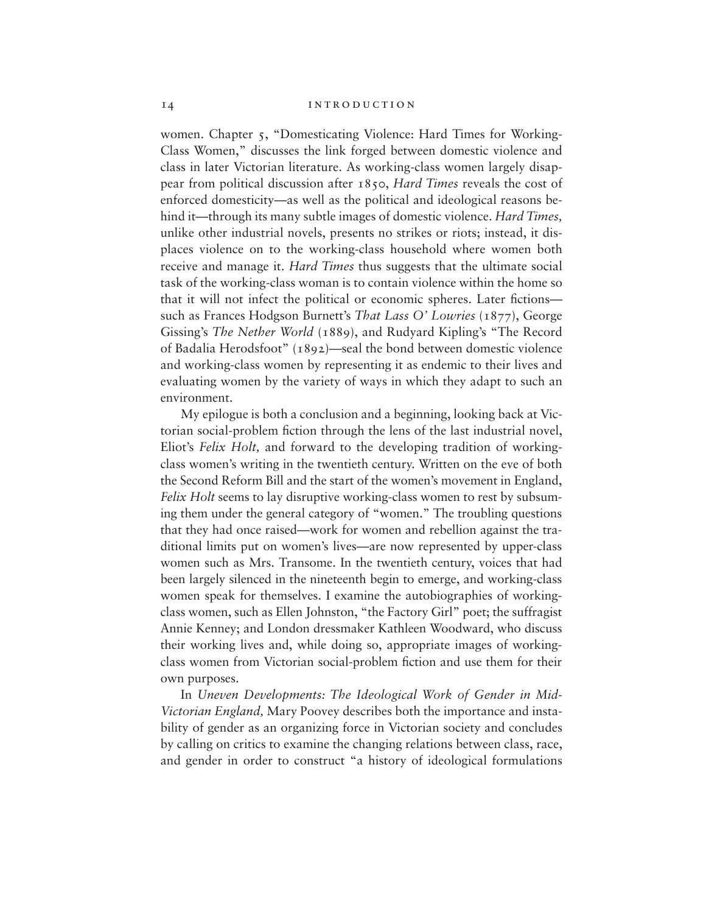women. Chapter 5, "Domesticating Violence: Hard Times for Working-Class Women," discusses the link forged between domestic violence and class in later Victorian literature. As working-class women largely disappear from political discussion after 1850, *Hard Times* reveals the cost of enforced domesticity—as well as the political and ideological reasons behind it—through its many subtle images of domestic violence. *Hard Times,* unlike other industrial novels, presents no strikes or riots; instead, it displaces violence on to the working-class household where women both receive and manage it. *Hard Times* thus suggests that the ultimate social task of the working-class woman is to contain violence within the home so that it will not infect the political or economic spheres. Later fictions—such as Frances Hodgson Burnett's *That Lass O' Lowries* (1877), George Gissing's *The Nether World* (1889), and Rudyard Kipling's "The Record of Badalia Herodsfoot" (1892)—seal the bond between domestic violence and working-class women by representing it as endemic to their lives and evaluating women by the variety of ways in which they adapt to such an environment.

My epilogue is both a conclusion and a beginning, looking back at Victorian social-problem fiction through the lens of the last industrial novel, Eliot's *Felix Holt,* and forward to the developing tradition of working-class women's writing in the twentieth century. Written on the eve of both the Second Reform Bill and the start of the women's movement in England, *Felix Holt* seems to lay disruptive working-class women to rest by subsuming them under the general category of "women." The troubling questions that they had once raised—work for women and rebellion against the traditional limits put on women's lives—are now represented by upper-class women such as Mrs. Transome. In the twentieth century, voices that had been largely silenced in the nineteenth begin to emerge, and working-class women speak for themselves. I examine the autobiographies of working-class women, such as Ellen Johnston, "the Factory Girl" poet; the suffragist Annie Kenney; and London dressmaker Kathleen Woodward, who discuss their working lives and, while doing so, appropriate images of working-class women from Victorian social-problem fiction and use them for their own purposes.

In *Uneven Developments: The Ideological Work of Gender in Mid-Victorian England,* Mary Poovey describes both the importance and instability of gender as an organizing force in Victorian society and concludes by calling on critics to examine the changing relations between class, race, and gender in order to construct "a history of ideological formulations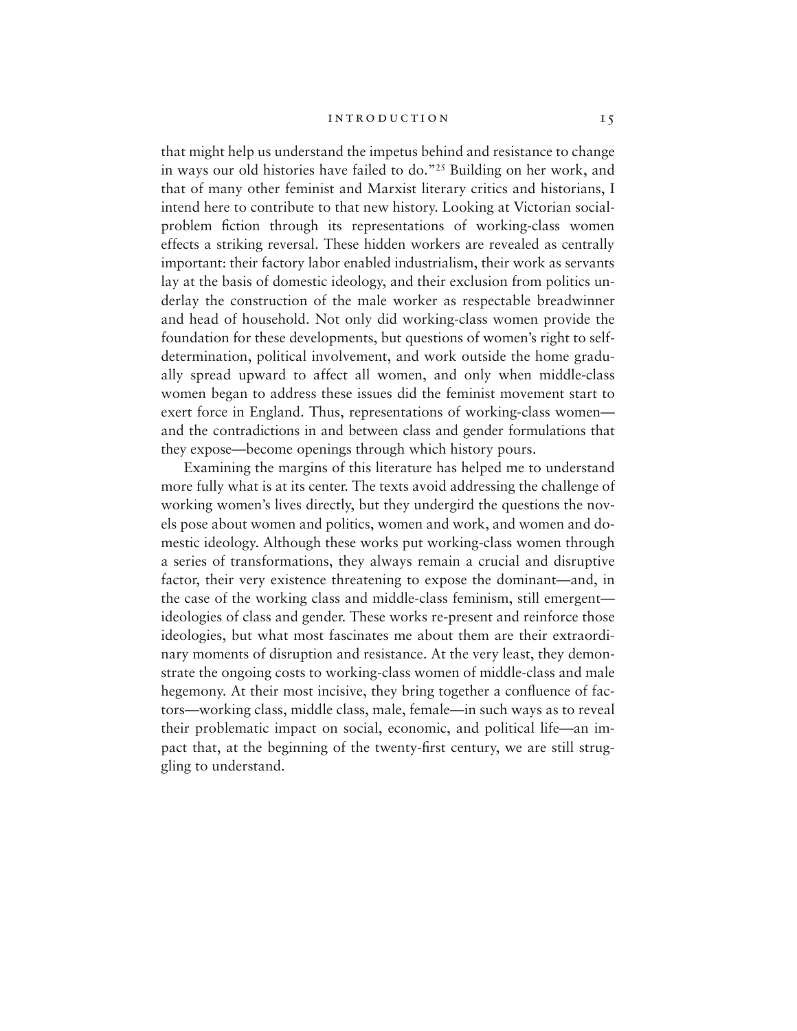that might help us understand the impetus behind and resistance to change in ways our old histories have failed to do."[25] Building on her work, and that of many other feminist and Marxist literary critics and historians, I intend here to contribute to that new history. Looking at Victorian social-problem fiction through its representations of working-class women effects a striking reversal. These hidden workers are revealed as centrally important: their factory labor enabled industrialism, their work as servants lay at the basis of domestic ideology, and their exclusion from politics underlay the construction of the male worker as respectable breadwinner and head of household. Not only did working-class women provide the foundation for these developments, but questions of women's right to self-determination, political involvement, and work outside the home gradually spread upward to affect all women, and only when middle-class women began to address these issues did the feminist movement start to exert force in England. Thus, representations of working-class women—and the contradictions in and between class and gender formulations that they expose—become openings through which history pours.

Examining the margins of this literature has helped me to understand more fully what is at its center. The texts avoid addressing the challenge of working women's lives directly, but they undergird the questions the novels pose about women and politics, women and work, and women and domestic ideology. Although these works put working-class women through a series of transformations, they always remain a crucial and disruptive factor, their very existence threatening to expose the dominant—and, in the case of the working class and middle-class feminism, still emergent—ideologies of class and gender. These works re-present and reinforce those ideologies, but what most fascinates me about them are their extraordinary moments of disruption and resistance. At the very least, they demonstrate the ongoing costs to working-class women of middle-class and male hegemony. At their most incisive, they bring together a confluence of factors—working class, middle class, male, female—in such ways as to reveal their problematic impact on social, economic, and political life—an impact that, at the beginning of the twenty-first century, we are still struggling to understand.